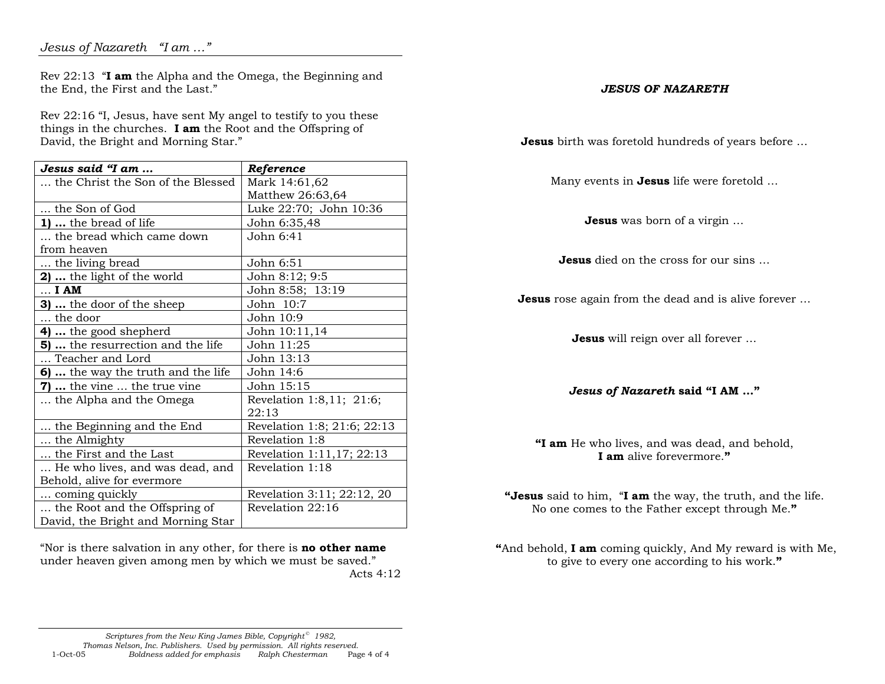*Jesus of Nazareth "I am …"*

Rev 22:13 "**I am** the Alpha and the Omega, the Beginning and the End, the First and the Last."

Rev 22:16 "I, Jesus, have sent My angel to testify to you these things in the churches. **I am** the Root and the Offspring of David, the Bright and Morning Star."

| ***Jesus said "I am …*** | ***Reference*** |
|---|---|
| … the Christ the Son of the Blessed | Mark 14:61,62 Matthew 26:63,64 |
| … the Son of God | Luke 22:70; John 10:36 |
| **1) …** the bread of life | John 6:35,48 |
| … the bread which came down from heaven | John 6:41 |
| … the living bread | John 6:51 |
| **2) …** the light of the world | John 8:12; 9:5 |
| … **I AM** | John 8:58; 13:19 |
| **3) …** the door of the sheep | John 10:7 |
| … the door | John 10:9 |
| **4) …** the good shepherd | John 10:11,14 |
| **5) …** the resurrection and the life | John 11:25 |
| … Teacher and Lord | John 13:13 |
| **6) …** the way the truth and the life | John 14:6 |
| **7) …** the vine … the true vine | John 15:15 |
| … the Alpha and the Omega | Revelation 1:8,11; 21:6; 22:13 |
| … the Beginning and the End | Revelation 1:8; 21:6; 22:13 |
| … the Almighty | Revelation 1:8 |
| … the First and the Last | Revelation 1:11,17; 22:13 |
| … He who lives, and was dead, and Behold, alive for evermore | Revelation 1:18 |
| … coming quickly | Revelation 3:11; 22:12, 20 |
| … the Root and the Offspring of David, the Bright and Morning Star | Revelation 22:16 |

"Nor is there salvation in any other, for there is **no other name** under heaven given among men by which we must be saved."
Acts 4:12

*Scriptures from the New King James Bible, Copyright© 1982, Thomas Nelson, Inc. Publishers. Used by permission. All rights reserved.*
1-Oct-05 *Boldness added for emphasis* *Ralph Chesterman*

***JESUS OF NAZARETH***

**Jesus** birth was foretold hundreds of years before …

Many events in **Jesus** life were foretold …

**Jesus** was born of a virgin …

**Jesus** died on the cross for our sins …

**Jesus** rose again from the dead and is alive forever …

**Jesus** will reign over all forever …

***Jesus of Nazareth* said "I AM …"**

**"I am** He who lives, and was dead, and behold,
**I am** alive forevermore.**"**

**"Jesus** said to him, "**I am** the way, the truth, and the life.
No one comes to the Father except through Me.**"**

**"**And behold, **I am** coming quickly, And My reward is with Me,
to give to every one according to his work.**"**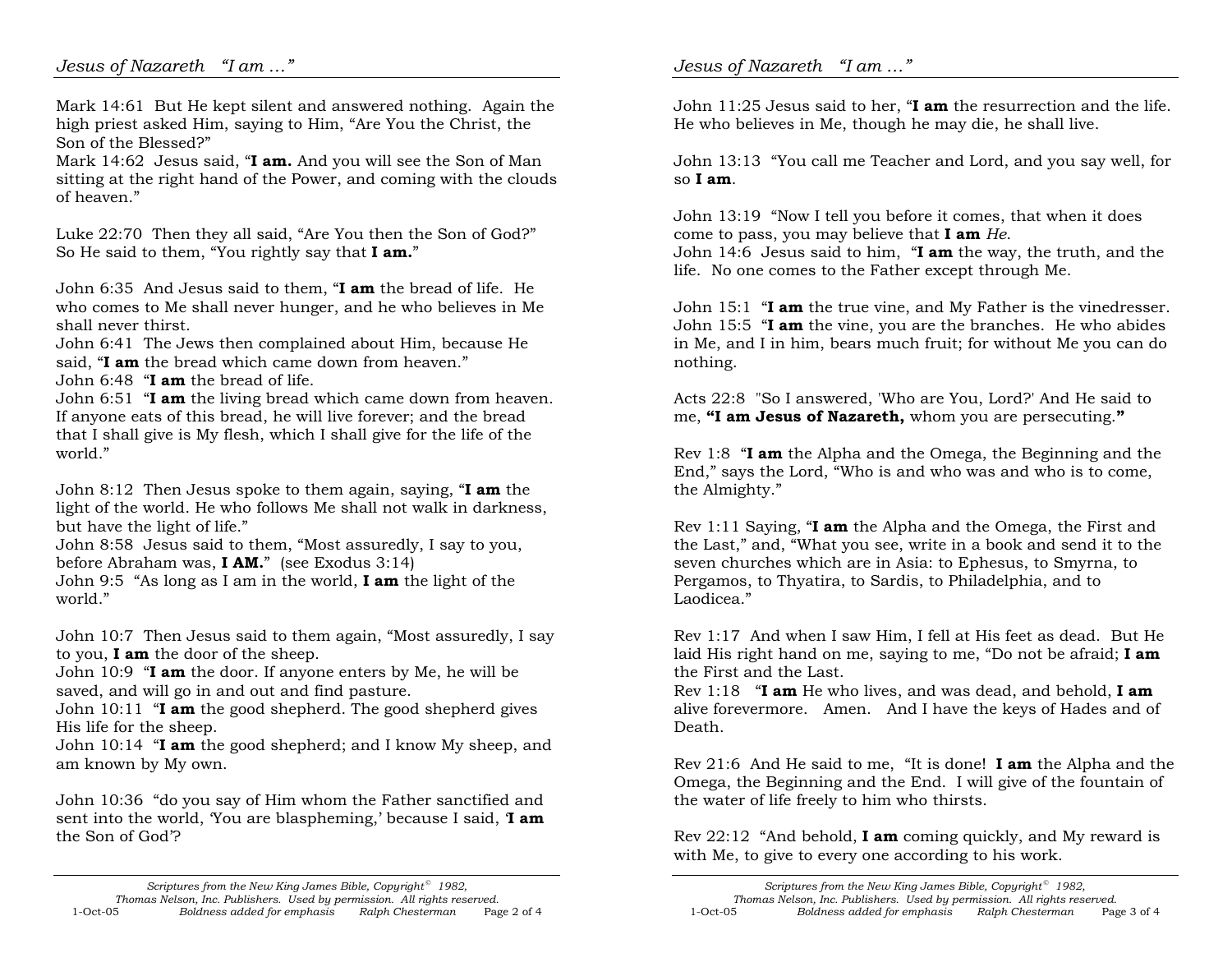Mark 14:61 But He kept silent and answered nothing. Again the high priest asked Him, saying to Him, "Are You the Christ, the Son of the Blessed?"
Mark 14:62 Jesus said, "**I am.** And you will see the Son of Man sitting at the right hand of the Power, and coming with the clouds of heaven."

Luke 22:70 Then they all said, "Are You then the Son of God?" So He said to them, "You rightly say that **I am.**"

John 6:35 And Jesus said to them, "**I am** the bread of life. He who comes to Me shall never hunger, and he who believes in Me shall never thirst.
John 6:41 The Jews then complained about Him, because He said, "**I am** the bread which came down from heaven."
John 6:48 "**I am** the bread of life.
John 6:51 "**I am** the living bread which came down from heaven. If anyone eats of this bread, he will live forever; and the bread that I shall give is My flesh, which I shall give for the life of the world."

John 8:12 Then Jesus spoke to them again, saying, "**I am** the light of the world. He who follows Me shall not walk in darkness, but have the light of life."
John 8:58 Jesus said to them, "Most assuredly, I say to you, before Abraham was, **I AM.**" (see Exodus 3:14)
John 9:5 "As long as I am in the world, **I am** the light of the world."

John 10:7 Then Jesus said to them again, "Most assuredly, I say to you, **I am** the door of the sheep.
John 10:9 "**I am** the door. If anyone enters by Me, he will be saved, and will go in and out and find pasture.
John 10:11 "**I am** the good shepherd. The good shepherd gives His life for the sheep.
John 10:14 "**I am** the good shepherd; and I know My sheep, and am known by My own.

John 10:36 "do you say of Him whom the Father sanctified and sent into the world, 'You are blaspheming,' because I said, '**I am** the Son of God'?

John 11:25 Jesus said to her, "**I am** the resurrection and the life. He who believes in Me, though he may die, he shall live.

John 13:13 "You call me Teacher and Lord, and you say well, for so **I am**.

John 13:19 "Now I tell you before it comes, that when it does come to pass, you may believe that **I am** *He*.
John 14:6 Jesus said to him, "**I am** the way, the truth, and the life. No one comes to the Father except through Me.

John 15:1 "**I am** the true vine, and My Father is the vinedresser.
John 15:5 "**I am** the vine, you are the branches. He who abides in Me, and I in him, bears much fruit; for without Me you can do nothing.

Acts 22:8 "So I answered, 'Who are You, Lord?' And He said to me, **"I am Jesus of Nazareth,** whom you are persecuting.**"**

Rev 1:8 "**I am** the Alpha and the Omega, the Beginning and the End," says the Lord, "Who is and who was and who is to come, the Almighty."

Rev 1:11 Saying, "**I am** the Alpha and the Omega, the First and the Last," and, "What you see, write in a book and send it to the seven churches which are in Asia: to Ephesus, to Smyrna, to Pergamos, to Thyatira, to Sardis, to Philadelphia, and to Laodicea."

Rev 1:17 And when I saw Him, I fell at His feet as dead. But He laid His right hand on me, saying to me, "Do not be afraid; **I am** the First and the Last.
Rev 1:18 "**I am** He who lives, and was dead, and behold, **I am** alive forevermore. Amen. And I have the keys of Hades and of Death.

Rev 21:6 And He said to me, "It is done! **I am** the Alpha and the Omega, the Beginning and the End. I will give of the fountain of the water of life freely to him who thirsts.

Rev 22:12 "And behold, **I am** coming quickly, and My reward is with Me, to give to every one according to his work.

*Scriptures from the New King James Bible, Copyright© 1982, Thomas Nelson, Inc. Publishers. Used by permission. All rights reserved.*
*Boldness added for emphasis*